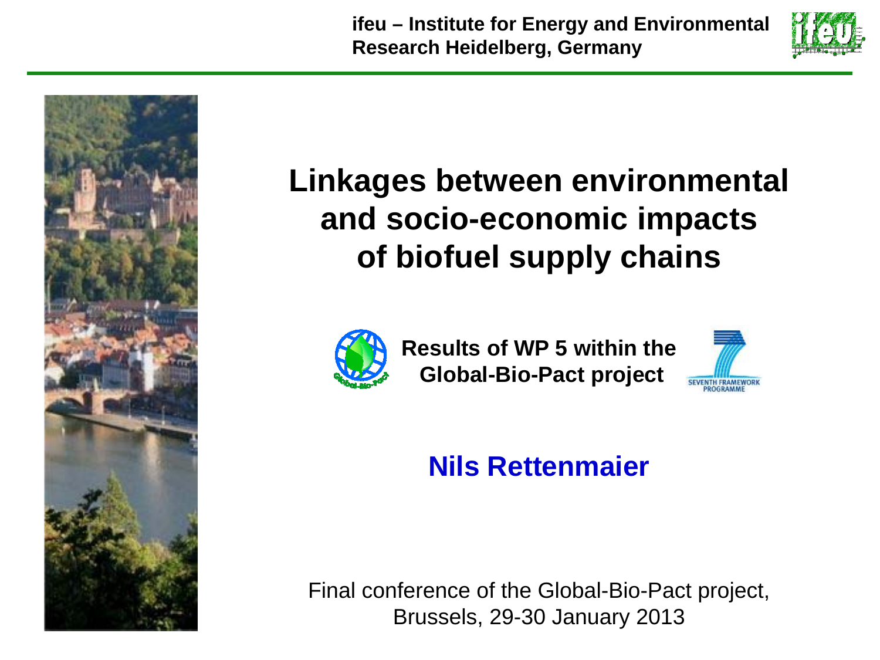**ifu – Institute for Energy and Environmental Research Heidelberg, Germany**

# Linkages between environmental and socio-economic impacts of biofuel supply chains

**Results of WP 5 within the Global-Bio-Pact project**

## Nils Rettenmaier

Final conference of the Global-Bio-Pact project, Brussels, 29-30 January 2013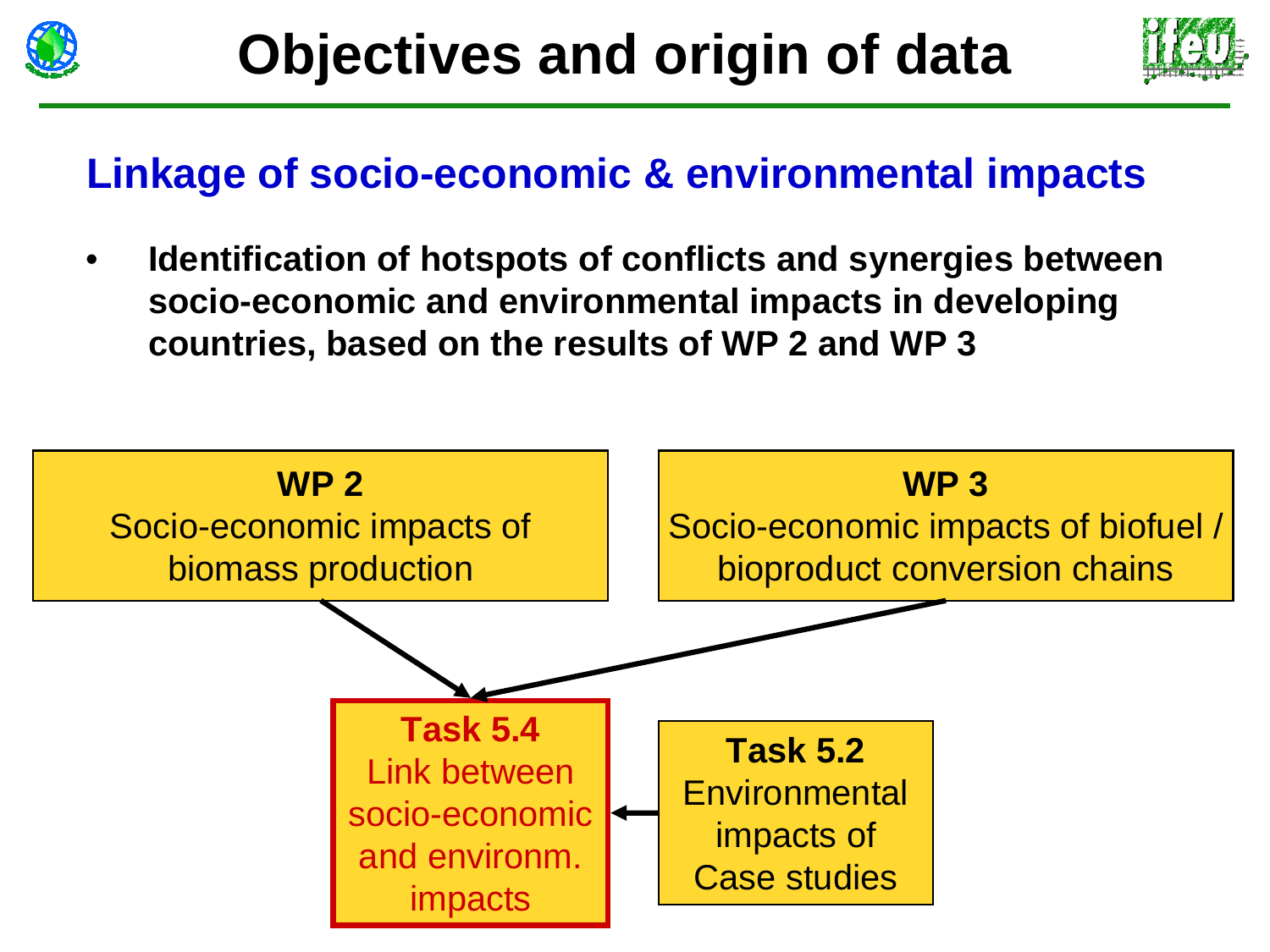# Objectives and origin of data

## Linkage of socio-economic & environmental impacts

- **Identification of hotspots of conflicts and synergies between socio-economic and environmental impacts in developing countries, based on the results of WP 2 and WP 3**

**WP 2**
Socio-economic impacts of biomass production

**WP 3**
Socio-economic impacts of biofuel / bioproduct conversion chains

**Task 5.4**
Link between socio-economic and environm. impacts

**Task 5.2**
Environmental impacts of Case studies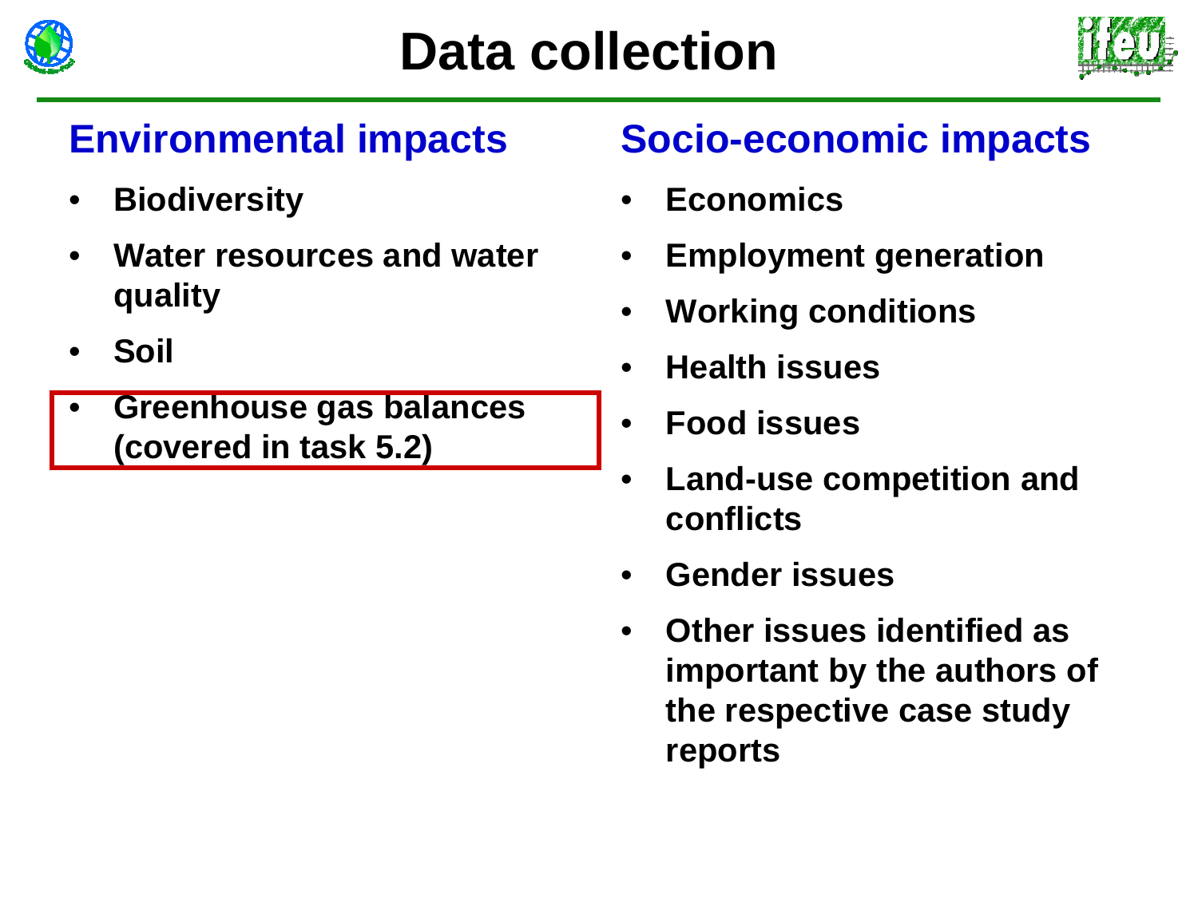# Data collection

## Environmental impacts

- **Biodiversity**
- **Water resources and water quality**
- **Soil**
- **Greenhouse gas balances (covered in task 5.2)**

## Socio-economic impacts

- **Economics**
- **Employment generation**
- **Working conditions**
- **Health issues**
- **Food issues**
- **Land-use competition and conflicts**
- **Gender issues**
- **Other issues identified as important by the authors of the respective case study reports**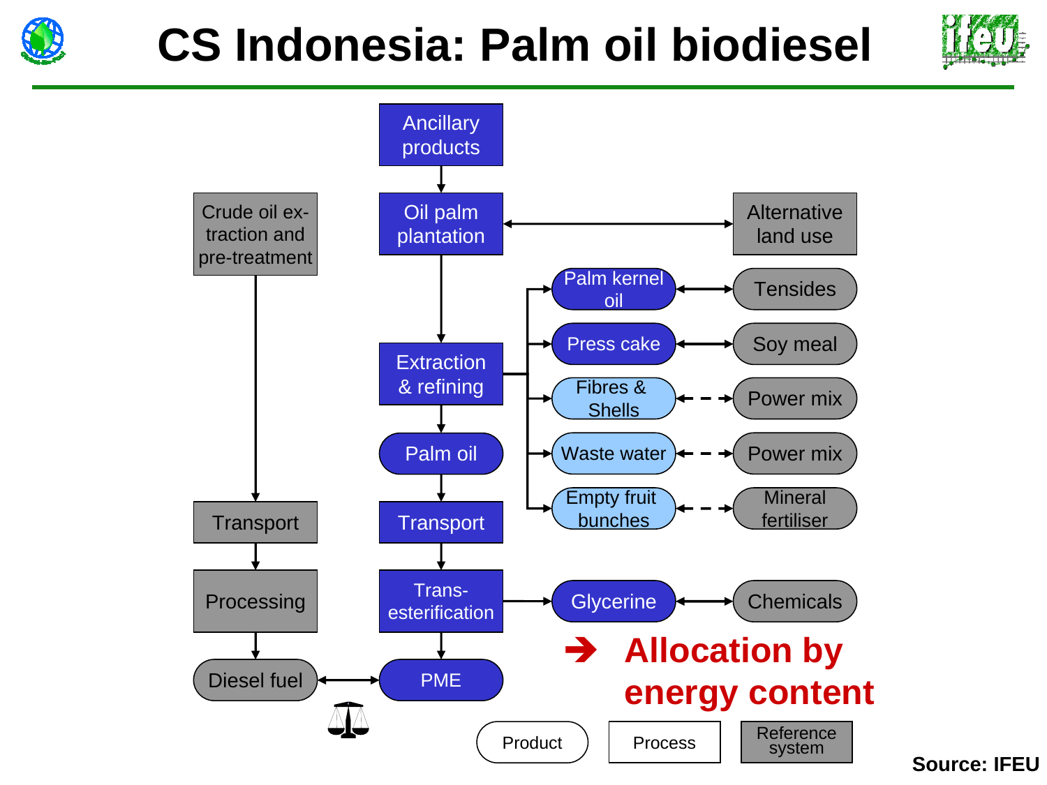# CS Indonesia: Palm oil biodiesel

Ancillary products

Crude oil extraction and pre-treatment

Oil palm plantation

Alternative land use

Palm kernel oil — Tensides

Press cake — Soy meal

Extraction & refining

Fibres & Shells — Power mix

Palm oil

Waste water — Power mix

Empty fruit bunches — Mineral fertiliser

Transport

Transport

Processing

Trans-esterification

Glycerine — Chemicals

Diesel fuel

PME

➔ **Allocation by energy content**

Product | Process | Reference system

**Source: IFEU**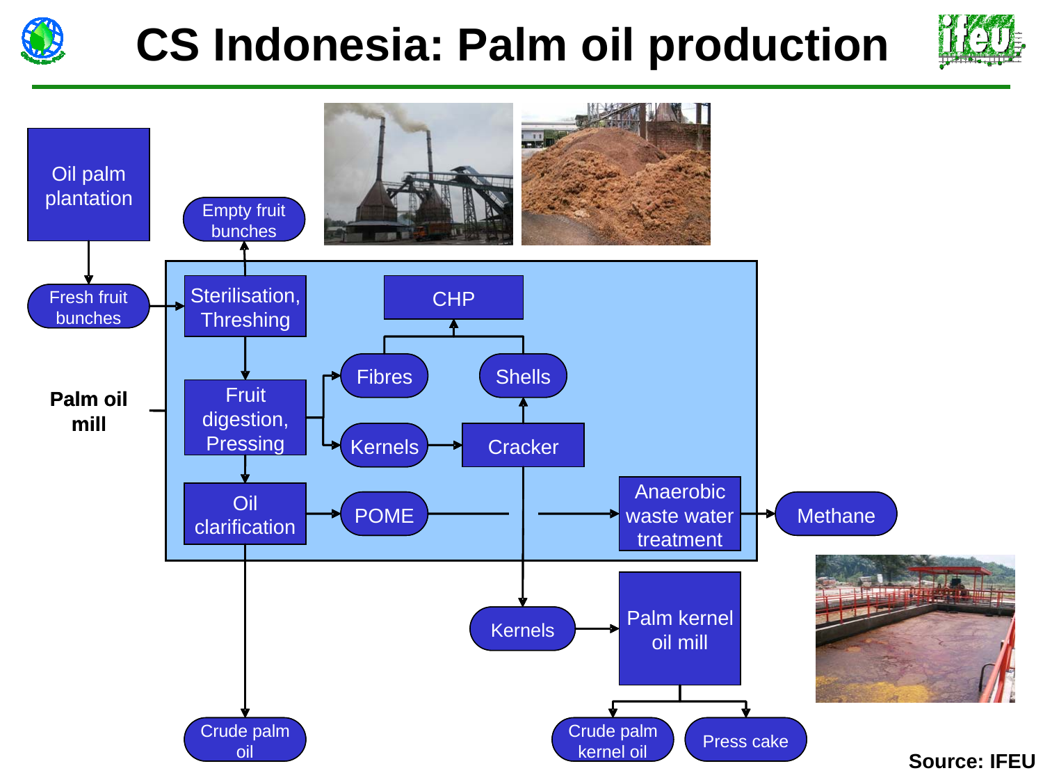# CS Indonesia: Palm oil production

- Oil palm plantation → Fresh fruit bunches
- Palm oil mill:
  - Fresh fruit bunches → Sterilisation, Threshing → Empty fruit bunches
  - Sterilisation, Threshing → Fruit digestion, Pressing
  - Fruit digestion, Pressing → Fibres → CHP
  - Fruit digestion, Pressing → Kernels → Cracker → Shells → CHP
  - Fruit digestion, Pressing → Oil clarification → POME → Anaerobic waste water treatment → Methane
  - Oil clarification → Crude palm oil
- Cracker → Kernels → Palm kernel oil mill → Crude palm kernel oil, Press cake

Source: IFEU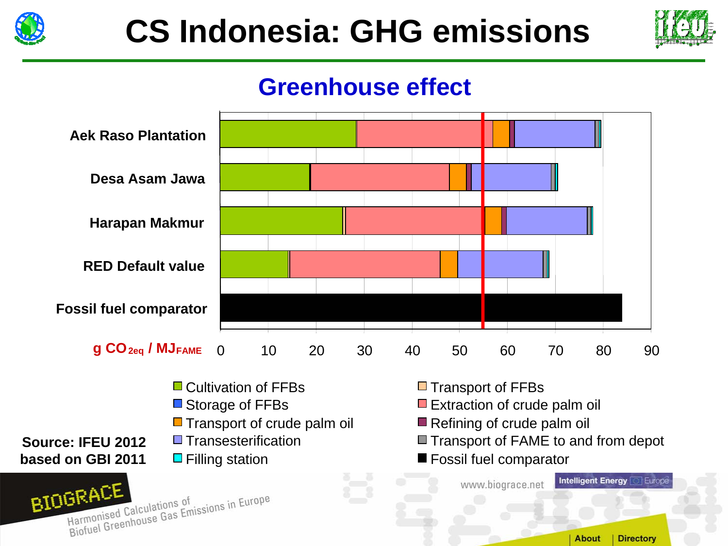# CS Indonesia: GHG emissions

## Greenhouse effect

| Category | Approx. total ($g\ CO_{2eq} / MJ_{FAME}$) |
|---|---|
| Aek Raso Plantation | ~80 |
| Desa Asam Jawa | ~70.5 |
| Harapan Makmur | ~78 |
| RED Default value | ~68.5 |
| Fossil fuel comparator | ~84 |

$g\ CO_{2eq} / MJ_{FAME}$

Axis: 0, 10, 20, 30, 40, 50, 60, 70, 80, 90

Legend:

- Cultivation of FFBs
- Storage of FFBs
- Transport of crude palm oil
- Transesterification
- Filling station
- Transport of FFBs
- Extraction of crude palm oil
- Refining of crude palm oil
- Transport of FAME to and from depot
- Fossil fuel comparator

**Source: IFEU 2012 based on GBI 2011**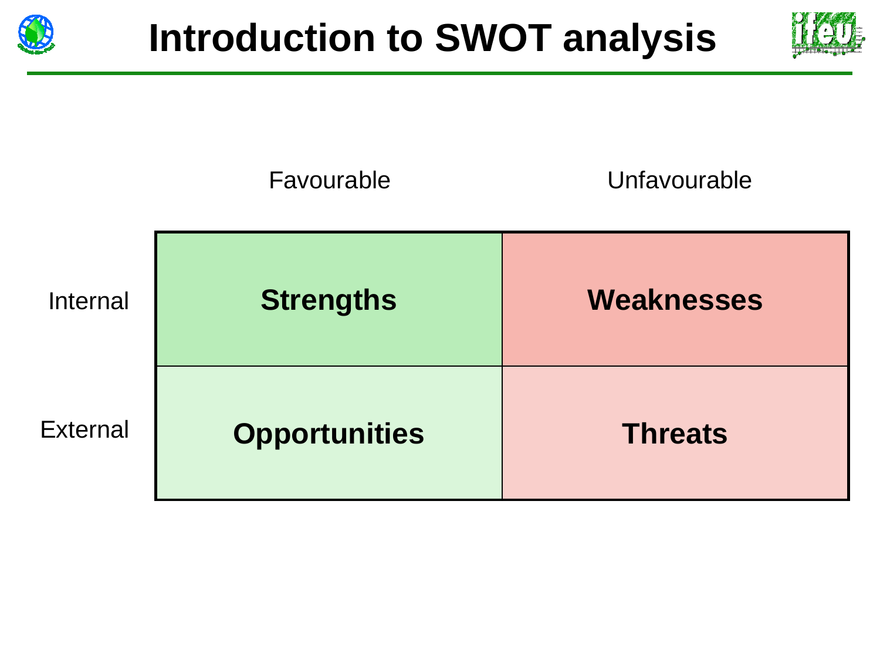# Introduction to SWOT analysis

| | Favourable | Unfavourable |
|---|---|---|
| Internal | **Strengths** | **Weaknesses** |
| External | **Opportunities** | **Threats** |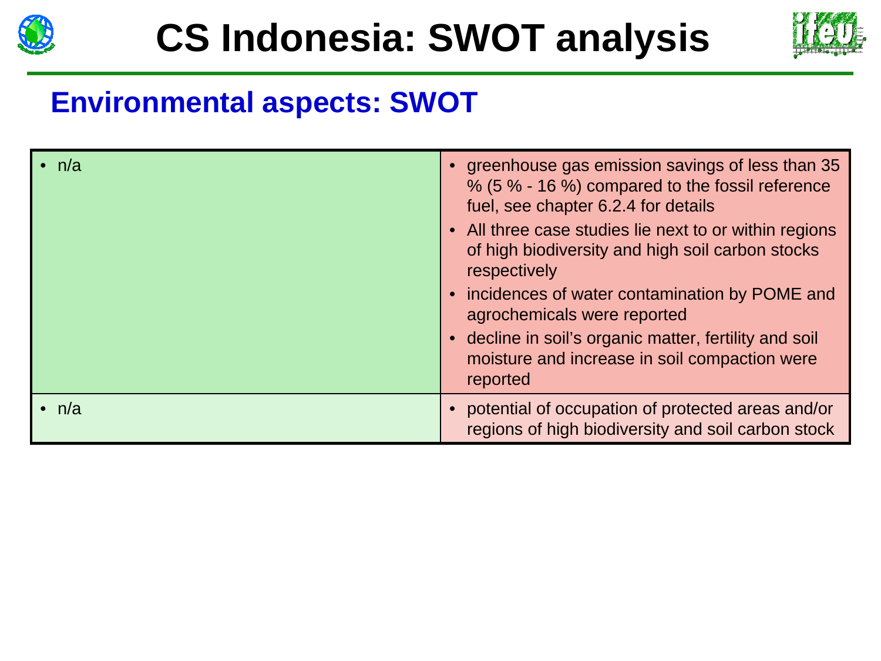# CS Indonesia: SWOT analysis

## Environmental aspects: SWOT

| | |
|---|---|
| • n/a | • greenhouse gas emission savings of less than 35 % (5 % - 16 %) compared to the fossil reference fuel, see chapter 6.2.4 for details<br>• All three case studies lie next to or within regions of high biodiversity and high soil carbon stocks respectively<br>• incidences of water contamination by POME and agrochemicals were reported<br>• decline in soil's organic matter, fertility and soil moisture and increase in soil compaction were reported |
| • n/a | • potential of occupation of protected areas and/or regions of high biodiversity and soil carbon stock |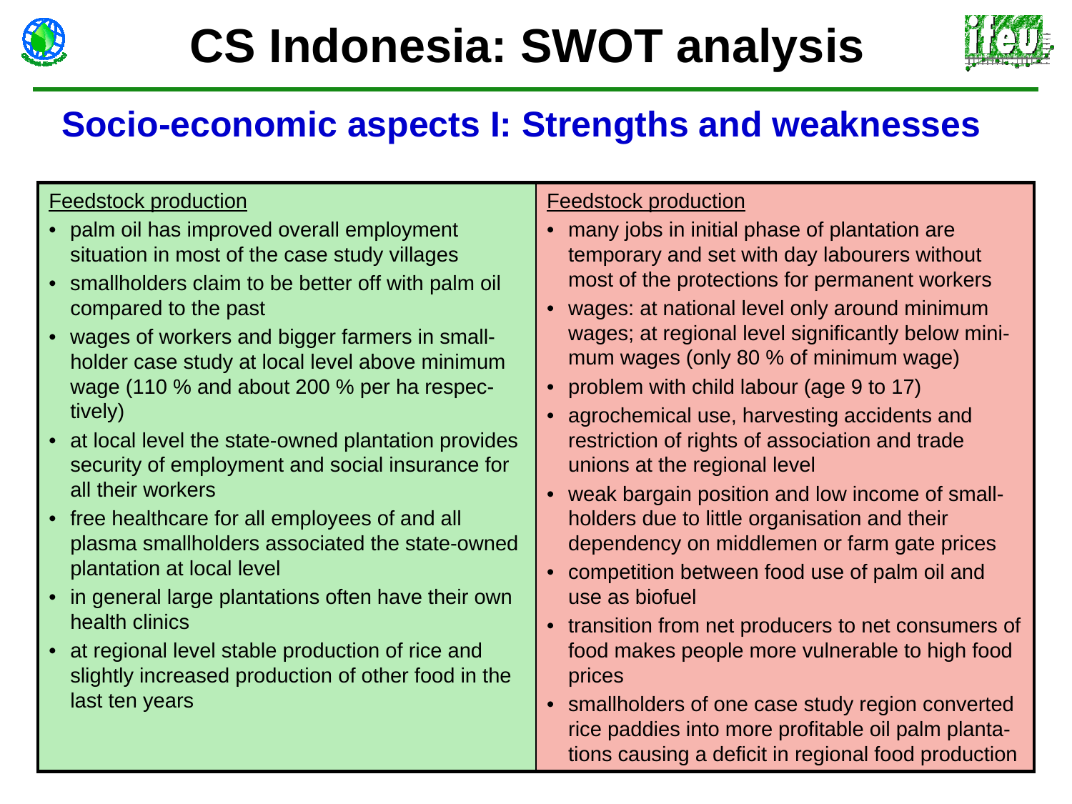# CS Indonesia: SWOT analysis

## Socio-economic aspects I: Strengths and weaknesses

| Strengths | Weaknesses |
|---|---|
| <u>Feedstock production</u><br>• palm oil has improved overall employment situation in most of the case study villages<br>• smallholders claim to be better off with palm oil compared to the past<br>• wages of workers and bigger farmers in smallholder case study at local level above minimum wage (110 % and about 200 % per ha respectively)<br>• at local level the state-owned plantation provides security of employment and social insurance for all their workers<br>• free healthcare for all employees of and all plasma smallholders associated the state-owned plantation at local level<br>• in general large plantations often have their own health clinics<br>• at regional level stable production of rice and slightly increased production of other food in the last ten years | <u>Feedstock production</u><br>• many jobs in initial phase of plantation are temporary and set with day labourers without most of the protections for permanent workers<br>• wages: at national level only around minimum wages; at regional level significantly below minimum wages (only 80 % of minimum wage)<br>• problem with child labour (age 9 to 17)<br>• agrochemical use, harvesting accidents and restriction of rights of association and trade unions at the regional level<br>• weak bargain position and low income of smallholders due to little organisation and their dependency on middlemen or farm gate prices<br>• competition between food use of palm oil and use as biofuel<br>• transition from net producers to net consumers of food makes people more vulnerable to high food prices<br>• smallholders of one case study region converted rice paddies into more profitable oil palm plantations causing a deficit in regional food production |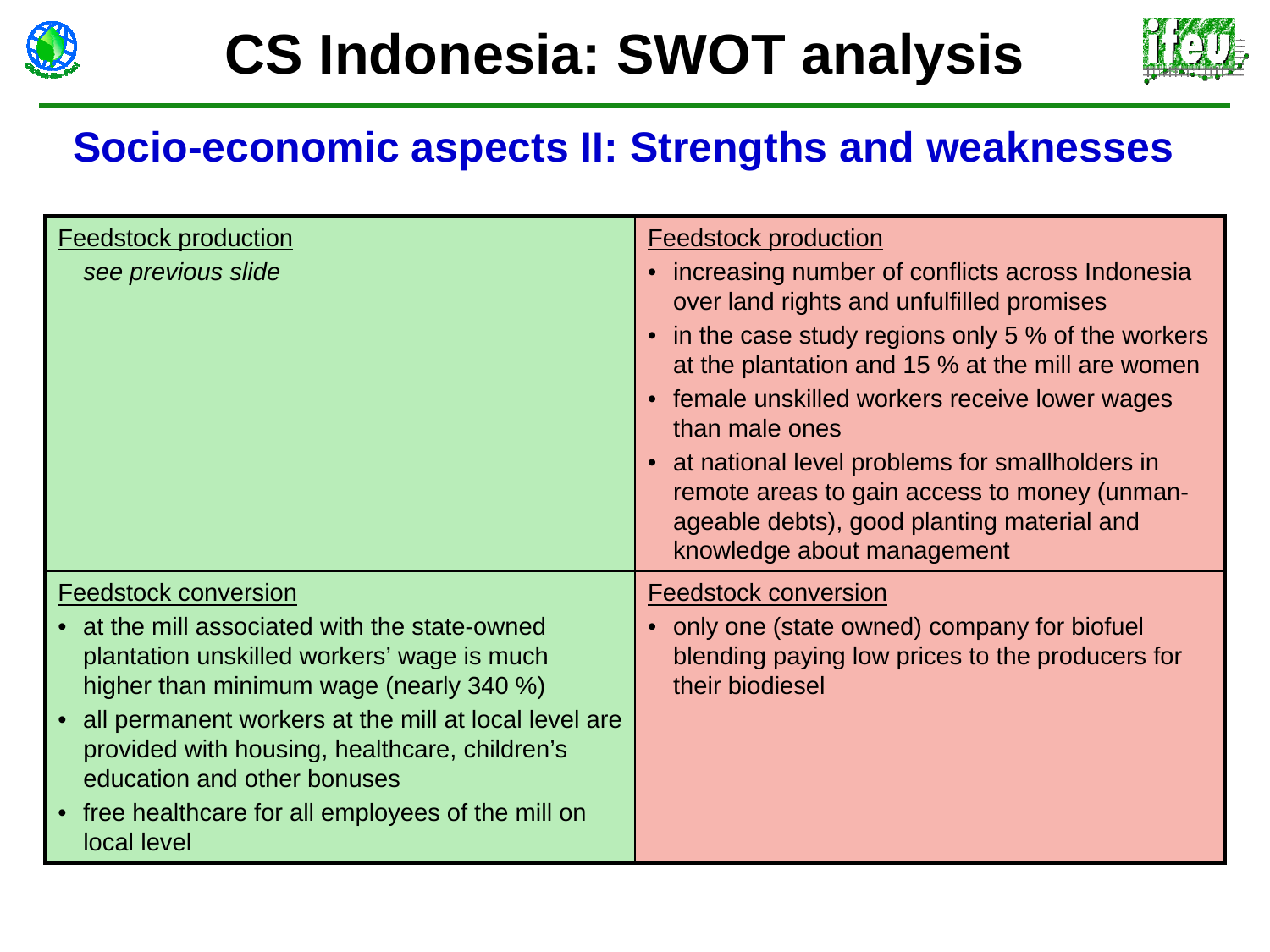# CS Indonesia: SWOT analysis

## Socio-economic aspects II: Strengths and weaknesses

| Strengths | Weaknesses |
| --- | --- |
| <u>Feedstock production</u><br>*see previous slide* | <u>Feedstock production</u><br>• increasing number of conflicts across Indonesia over land rights and unfulfilled promises<br>• in the case study regions only 5 % of the workers at the plantation and 15 % at the mill are women<br>• female unskilled workers receive lower wages than male ones<br>• at national level problems for smallholders in remote areas to gain access to money (unmanageable debts), good planting material and knowledge about management |
| <u>Feedstock conversion</u><br>• at the mill associated with the state-owned plantation unskilled workers' wage is much higher than minimum wage (nearly 340 %)<br>• all permanent workers at the mill at local level are provided with housing, healthcare, children's education and other bonuses<br>• free healthcare for all employees of the mill on local level | <u>Feedstock conversion</u><br>• only one (state owned) company for biofuel blending paying low prices to the producers for their biodiesel |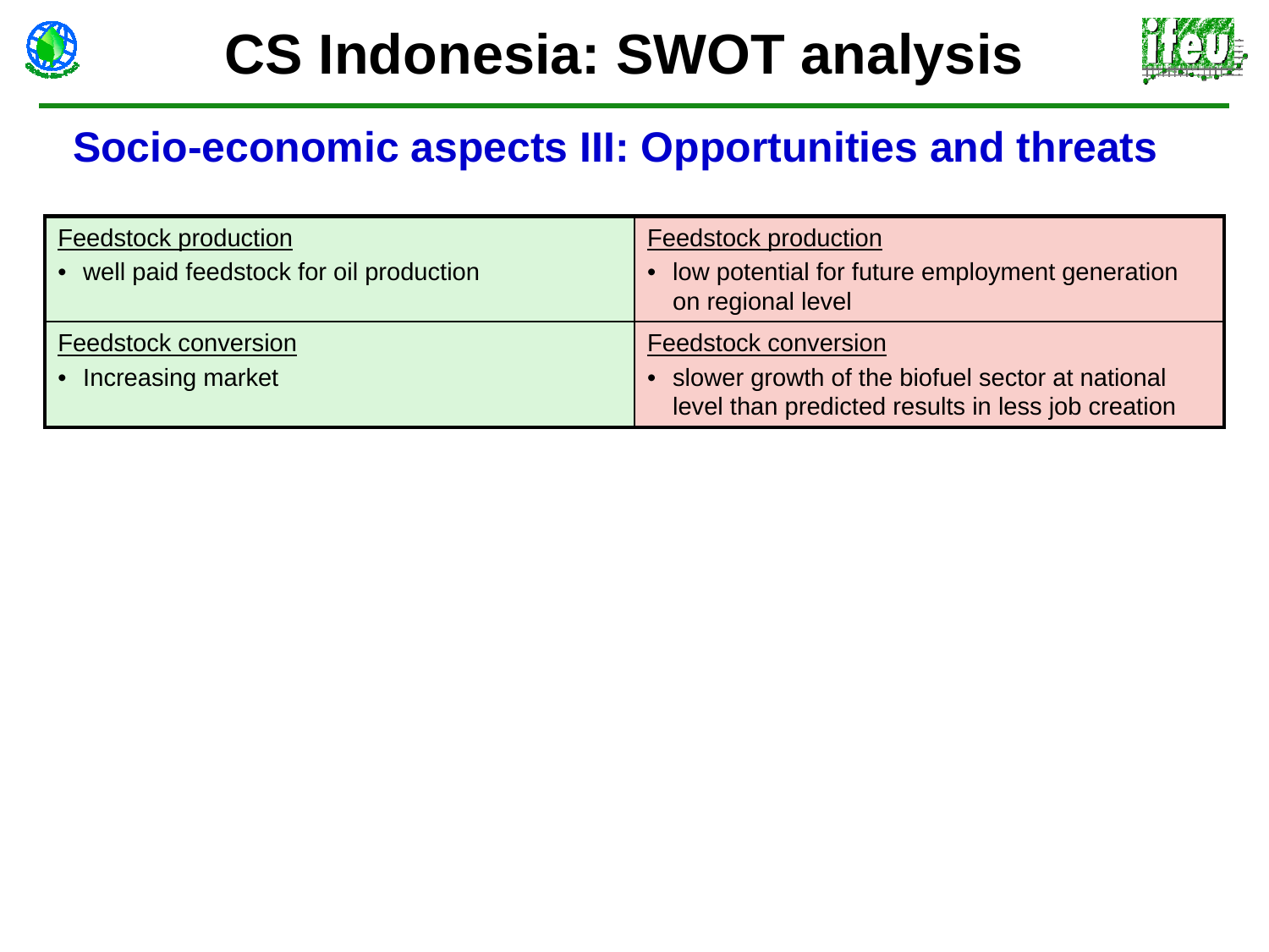# CS Indonesia: SWOT analysis

## Socio-economic aspects III: Opportunities and threats

| Opportunities | Threats |
| --- | --- |
| Feedstock production<br>• well paid feedstock for oil production | Feedstock production<br>• low potential for future employment generation on regional level |
| Feedstock conversion<br>• Increasing market | Feedstock conversion<br>• slower growth of the biofuel sector at national level than predicted results in less job creation |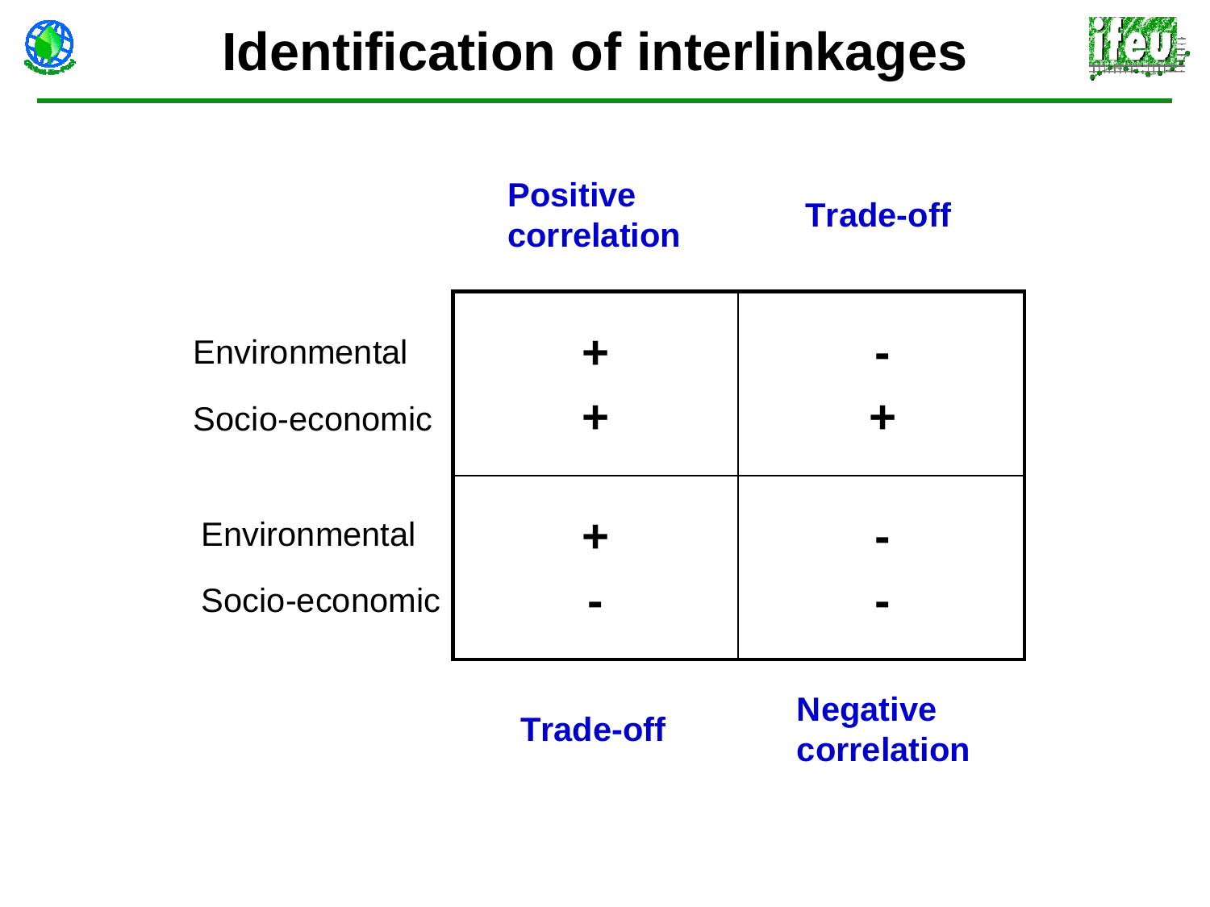# Identification of interlinkages

| | Positive correlation | Trade-off |
|---|---|---|
| Environmental | + | - |
| Socio-economic | + | + |
| Environmental | + | - |
| Socio-economic | - | - |
| | Trade-off | Negative correlation |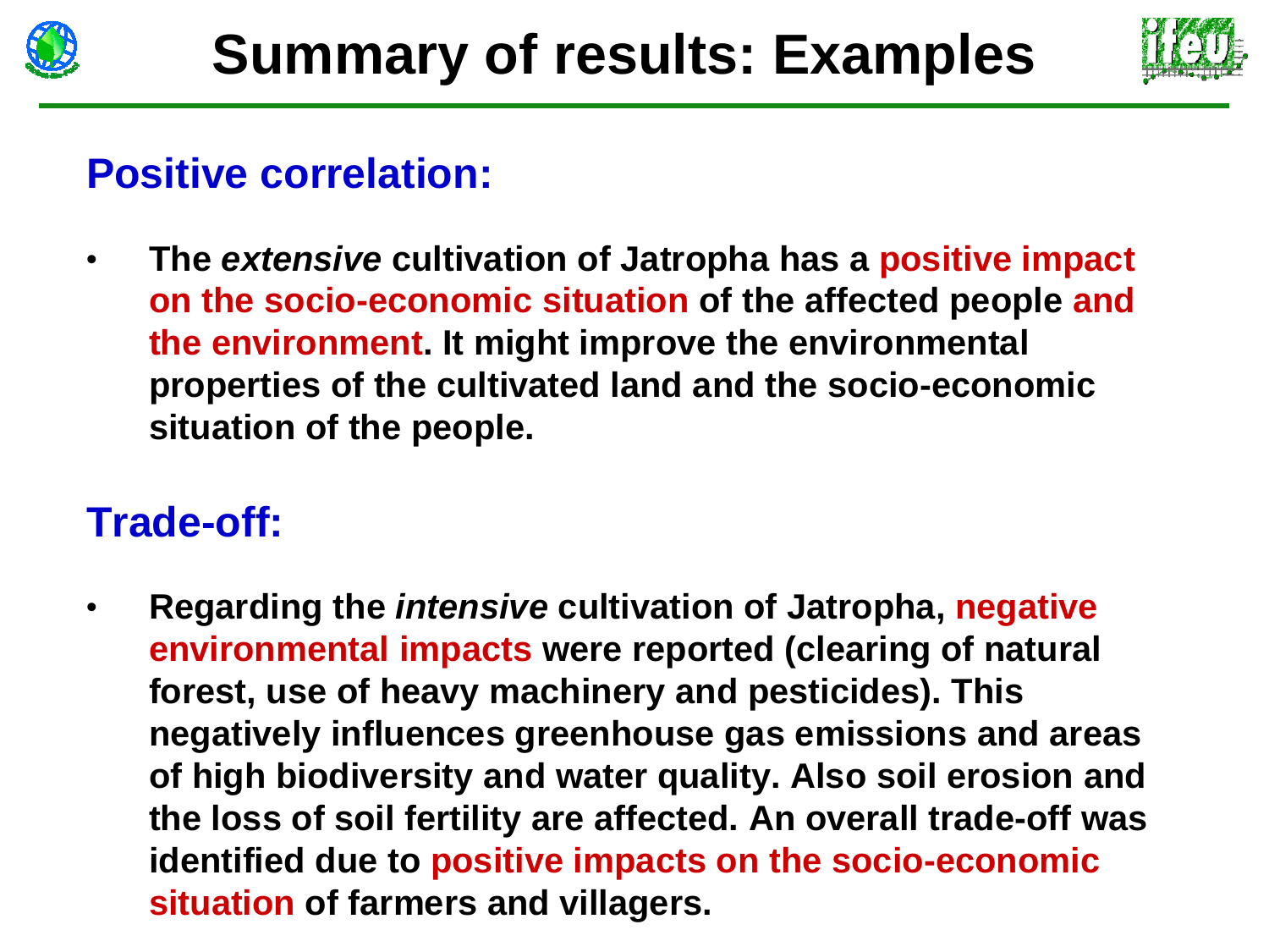# Summary of results: Examples

## Positive correlation:

- **The *extensive* cultivation of Jatropha has a positive impact on the socio-economic situation of the affected people and the environment. It might improve the environmental properties of the cultivated land and the socio-economic situation of the people.**

## Trade-off:

- **Regarding the *intensive* cultivation of Jatropha, negative environmental impacts were reported (clearing of natural forest, use of heavy machinery and pesticides). This negatively influences greenhouse gas emissions and areas of high biodiversity and water quality. Also soil erosion and the loss of soil fertility are affected. An overall trade-off was identified due to positive impacts on the socio-economic situation of farmers and villagers.**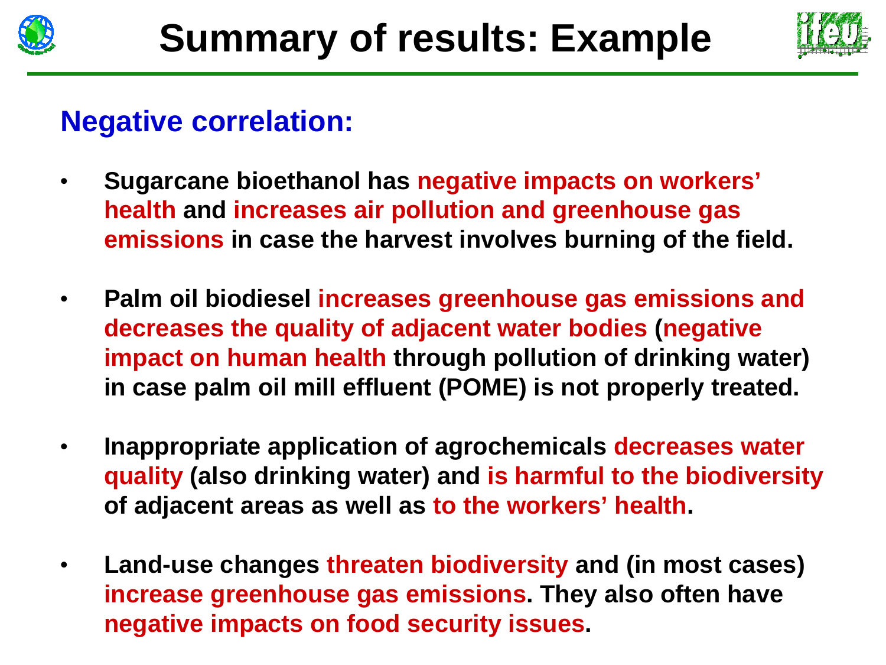# Summary of results: Example

## Negative correlation:

- **Sugarcane bioethanol has negative impacts on workers' health and increases air pollution and greenhouse gas emissions in case the harvest involves burning of the field.**
- **Palm oil biodiesel increases greenhouse gas emissions and decreases the quality of adjacent water bodies (negative impact on human health through pollution of drinking water) in case palm oil mill effluent (POME) is not properly treated.**
- **Inappropriate application of agrochemicals decreases water quality (also drinking water) and is harmful to the biodiversity of adjacent areas as well as to the workers' health.**
- **Land-use changes threaten biodiversity and (in most cases) increase greenhouse gas emissions. They also often have negative impacts on food security issues.**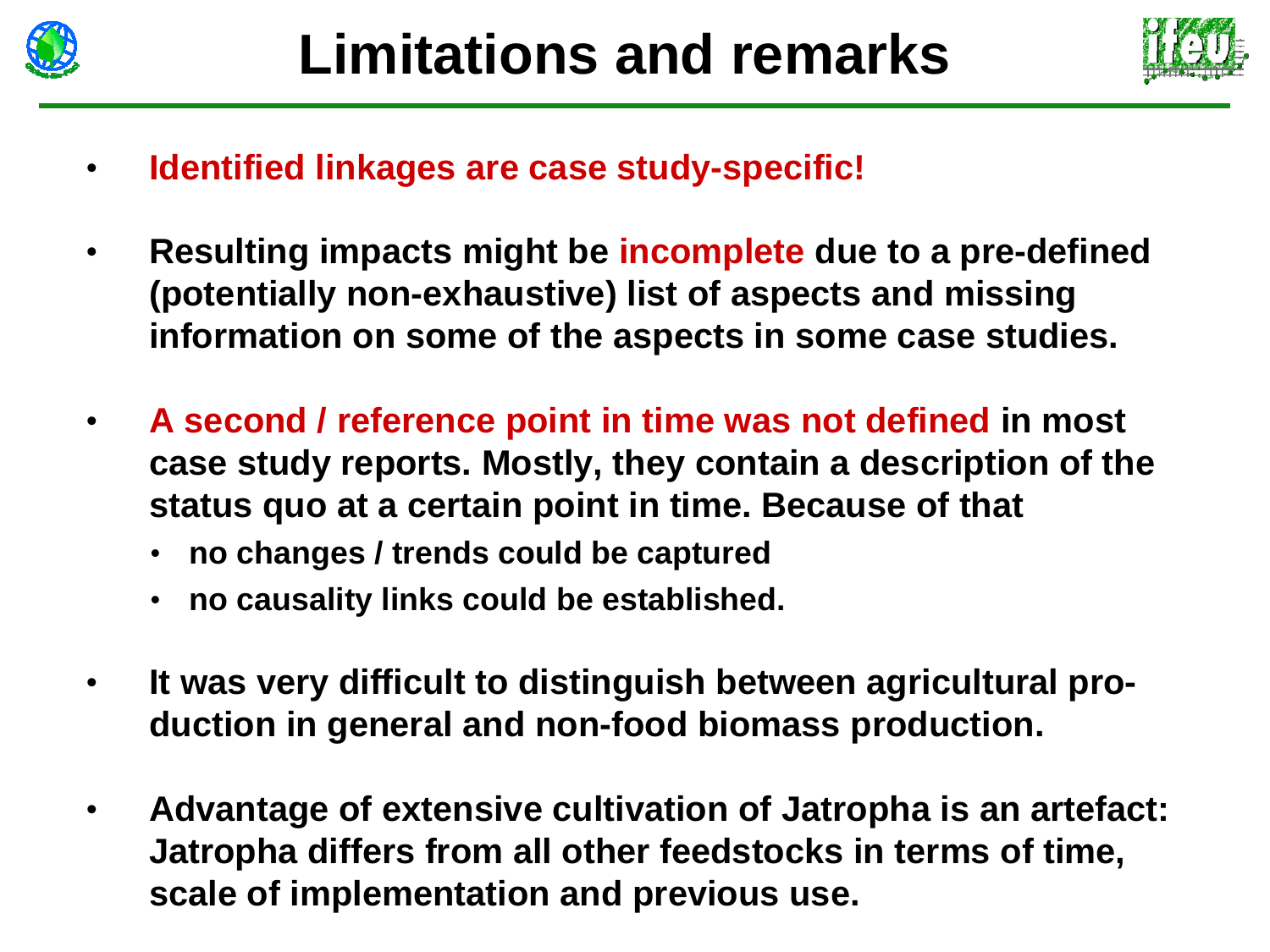# Limitations and remarks

- **Identified linkages are case study-specific!**
- **Resulting impacts might be incomplete due to a pre-defined (potentially non-exhaustive) list of aspects and missing information on some of the aspects in some case studies.**
- **A second / reference point in time was not defined in most case study reports. Mostly, they contain a description of the status quo at a certain point in time. Because of that**
  - **no changes / trends could be captured**
  - **no causality links could be established.**
- **It was very difficult to distinguish between agricultural production in general and non-food biomass production.**
- **Advantage of extensive cultivation of Jatropha is an artefact: Jatropha differs from all other feedstocks in terms of time, scale of implementation and previous use.**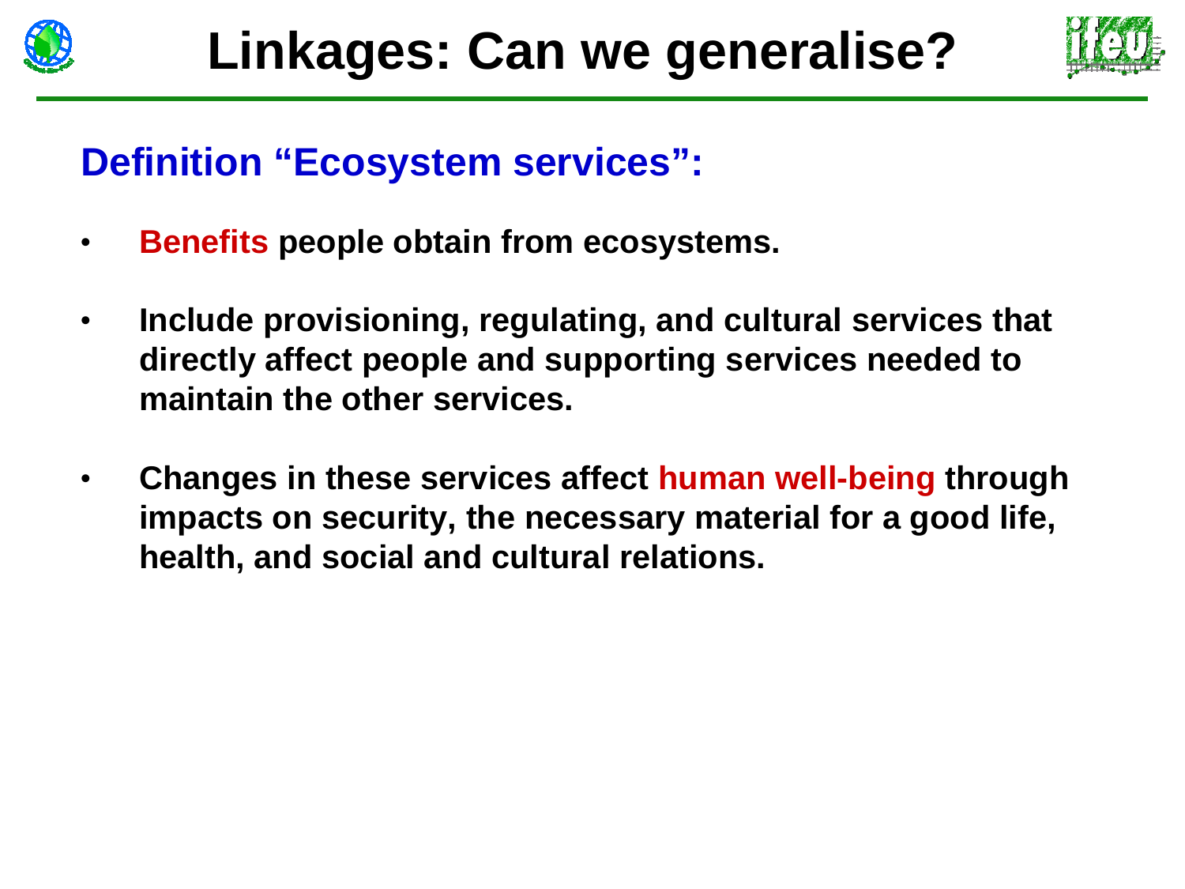# Linkages: Can we generalise?

## Definition “Ecosystem services”:

- **Benefits people obtain from ecosystems.**
- **Include provisioning, regulating, and cultural services that directly affect people and supporting services needed to maintain the other services.**
- **Changes in these services affect human well-being through impacts on security, the necessary material for a good life, health, and social and cultural relations.**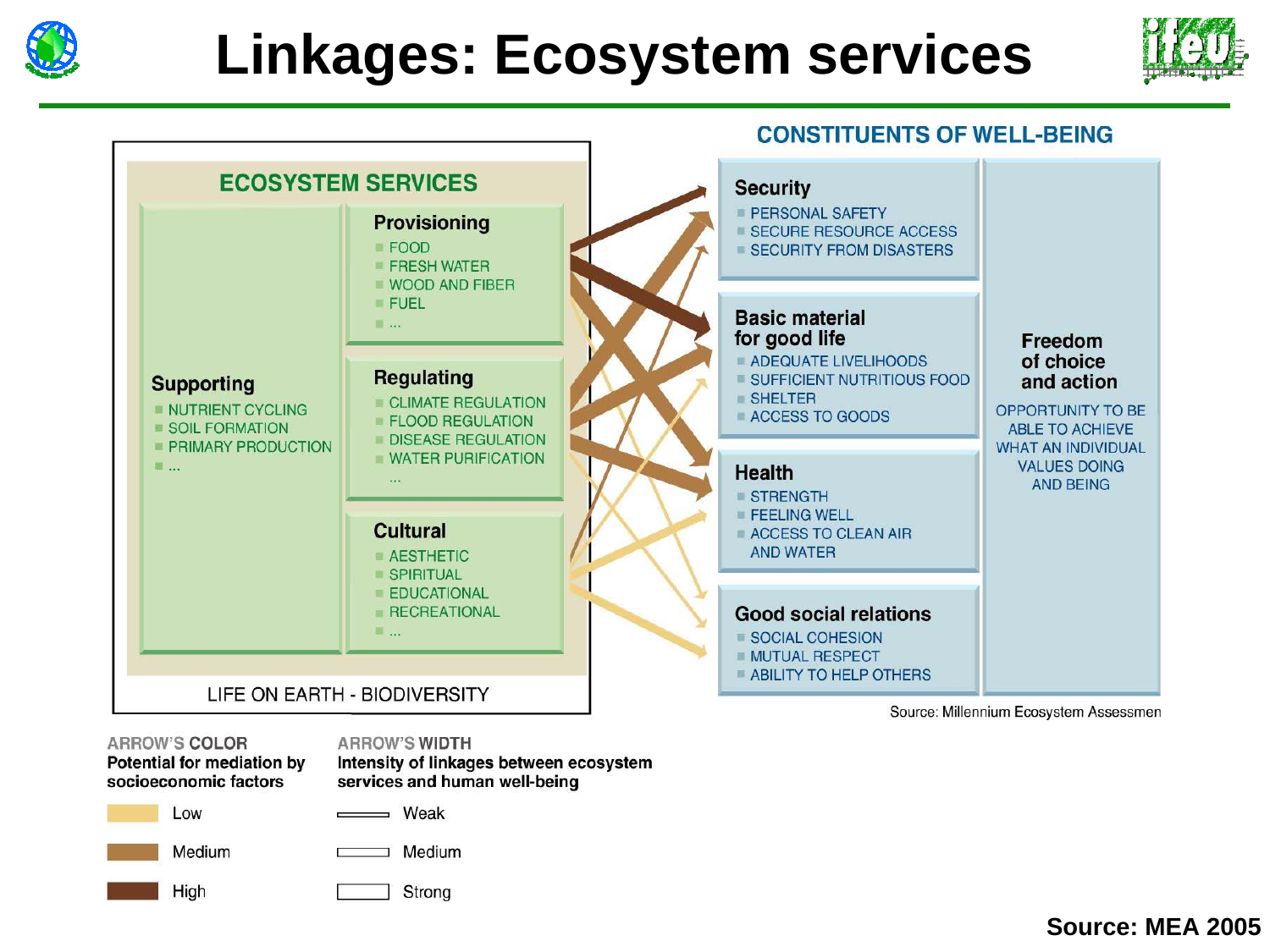# Linkages: Ecosystem services

## ECOSYSTEM SERVICES

**Supporting**
- NUTRIENT CYCLING
- SOIL FORMATION
- PRIMARY PRODUCTION
- ...

**Provisioning**
- FOOD
- FRESH WATER
- WOOD AND FIBER
- FUEL
- ...

**Regulating**
- CLIMATE REGULATION
- FLOOD REGULATION
- DISEASE REGULATION
- WATER PURIFICATION
- ...

**Cultural**
- AESTHETIC
- SPIRITUAL
- EDUCATIONAL
- RECREATIONAL
- ...

LIFE ON EARTH - BIODIVERSITY

## CONSTITUENTS OF WELL-BEING

**Security**
- PERSONAL SAFETY
- SECURE RESOURCE ACCESS
- SECURITY FROM DISASTERS

**Basic material for good life**
- ADEQUATE LIVELIHOODS
- SUFFICIENT NUTRITIOUS FOOD
- SHELTER
- ACCESS TO GOODS

**Health**
- STRENGTH
- FEELING WELL
- ACCESS TO CLEAN AIR AND WATER

**Good social relations**
- SOCIAL COHESION
- MUTUAL RESPECT
- ABILITY TO HELP OTHERS

**Freedom of choice and action**

OPPORTUNITY TO BE ABLE TO ACHIEVE WHAT AN INDIVIDUAL VALUES DOING AND BEING

Source: Millennium Ecosystem Assessmen

**ARROW'S COLOR**
Potential for mediation by socioeconomic factors
- Low
- Medium
- High

**ARROW'S WIDTH**
Intensity of linkages between ecosystem services and human well-being
- Weak
- Medium
- Strong

**Source: MEA 2005**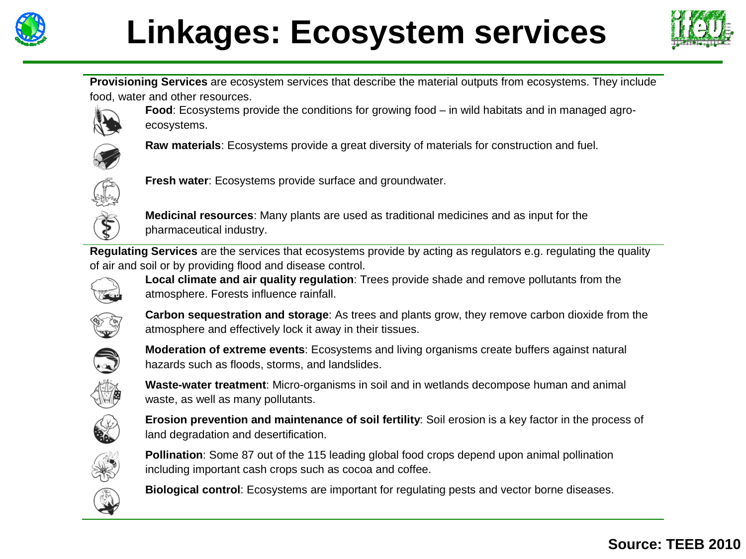# Linkages: Ecosystem services

**Provisioning Services** are ecosystem services that describe the material outputs from ecosystems. They include food, water and other resources.

**Food**: Ecosystems provide the conditions for growing food – in wild habitats and in managed agro-ecosystems.

**Raw materials**: Ecosystems provide a great diversity of materials for construction and fuel.

**Fresh water**: Ecosystems provide surface and groundwater.

**Medicinal resources**: Many plants are used as traditional medicines and as input for the pharmaceutical industry.

**Regulating Services** are the services that ecosystems provide by acting as regulators e.g. regulating the quality of air and soil or by providing flood and disease control.

**Local climate and air quality regulation**: Trees provide shade and remove pollutants from the atmosphere. Forests influence rainfall.

**Carbon sequestration and storage**: As trees and plants grow, they remove carbon dioxide from the atmosphere and effectively lock it away in their tissues.

**Moderation of extreme events**: Ecosystems and living organisms create buffers against natural hazards such as floods, storms, and landslides.

**Waste-water treatment**: Micro-organisms in soil and in wetlands decompose human and animal waste, as well as many pollutants.

**Erosion prevention and maintenance of soil fertility**: Soil erosion is a key factor in the process of land degradation and desertification.

**Pollination**: Some 87 out of the 115 leading global food crops depend upon animal pollination including important cash crops such as cocoa and coffee.

**Biological control**: Ecosystems are important for regulating pests and vector borne diseases.

**Source: TEEB 2010**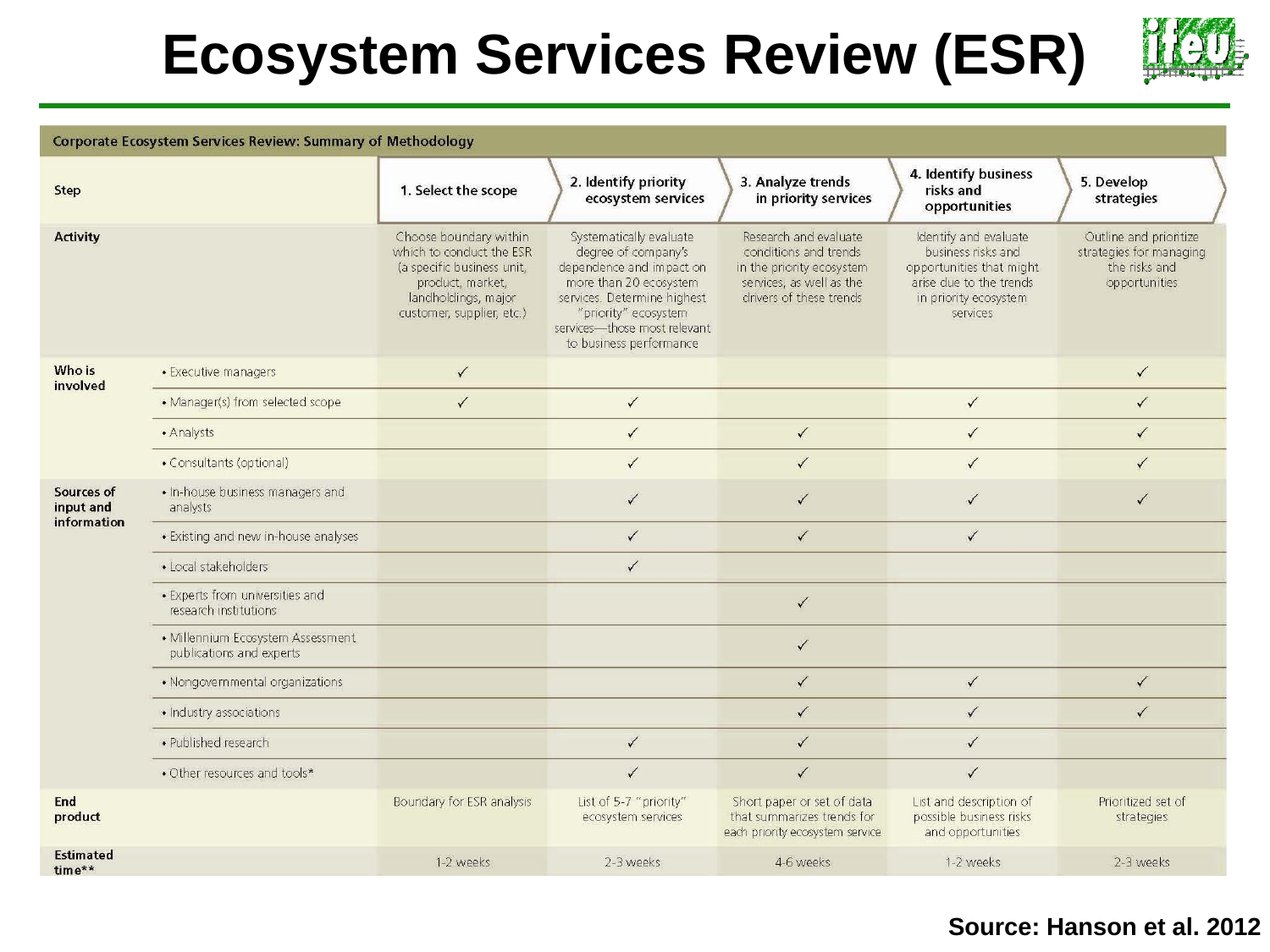# Ecosystem Services Review (ESR)

| Corporate Ecosystem Services Review: Summary of Methodology | | | | | | |
|---|---|---|---|---|---|---|
| **Step** | | **1. Select the scope** | **2. Identify priority ecosystem services** | **3. Analyze trends in priority services** | **4. Identify business risks and opportunities** | **5. Develop strategies** |
| **Activity** | | Choose boundary within which to conduct the ESR (a specific business unit, product, market, landholdings, major customer, supplier, etc.) | Systematically evaluate degree of company's dependence and impact on more than 20 ecosystem services. Determine highest "priority" ecosystem services—those most relevant to business performance | Research and evaluate conditions and trends in the priority ecosystem services, as well as the drivers of these trends | Identify and evaluate business risks and opportunities that might arise due to the trends in priority ecosystem services | Outline and prioritize strategies for managing the risks and opportunities |
| **Who is involved** | • Executive managers | ✓ | | | | ✓ |
| | • Manager(s) from selected scope | ✓ | ✓ | | ✓ | ✓ |
| | • Analysts | | ✓ | ✓ | ✓ | ✓ |
| | • Consultants (optional) | | ✓ | ✓ | ✓ | ✓ |
| **Sources of input and information** | • In-house business managers and analysts | | ✓ | ✓ | ✓ | ✓ |
| | • Existing and new in-house analyses | | ✓ | ✓ | ✓ | |
| | • Local stakeholders | | ✓ | | | |
| | • Experts from universities and research institutions | | | ✓ | | |
| | • Millennium Ecosystem Assessment publications and experts | | | ✓ | | |
| | • Nongovernmental organizations | | | ✓ | ✓ | ✓ |
| | • Industry associations | | | ✓ | ✓ | ✓ |
| | • Published research | | ✓ | ✓ | ✓ | |
| | • Other resources and tools* | | ✓ | ✓ | ✓ | |
| **End product** | | Boundary for ESR analysis | List of 5-7 "priority" ecosystem services | Short paper or set of data that summarizes trends for each priority ecosystem service | List and description of possible business risks and opportunities | Prioritized set of strategies |
| **Estimated time**** | | 1-2 weeks | 2-3 weeks | 4-6 weeks | 1-2 weeks | 2-3 weeks |

**Source: Hanson et al. 2012**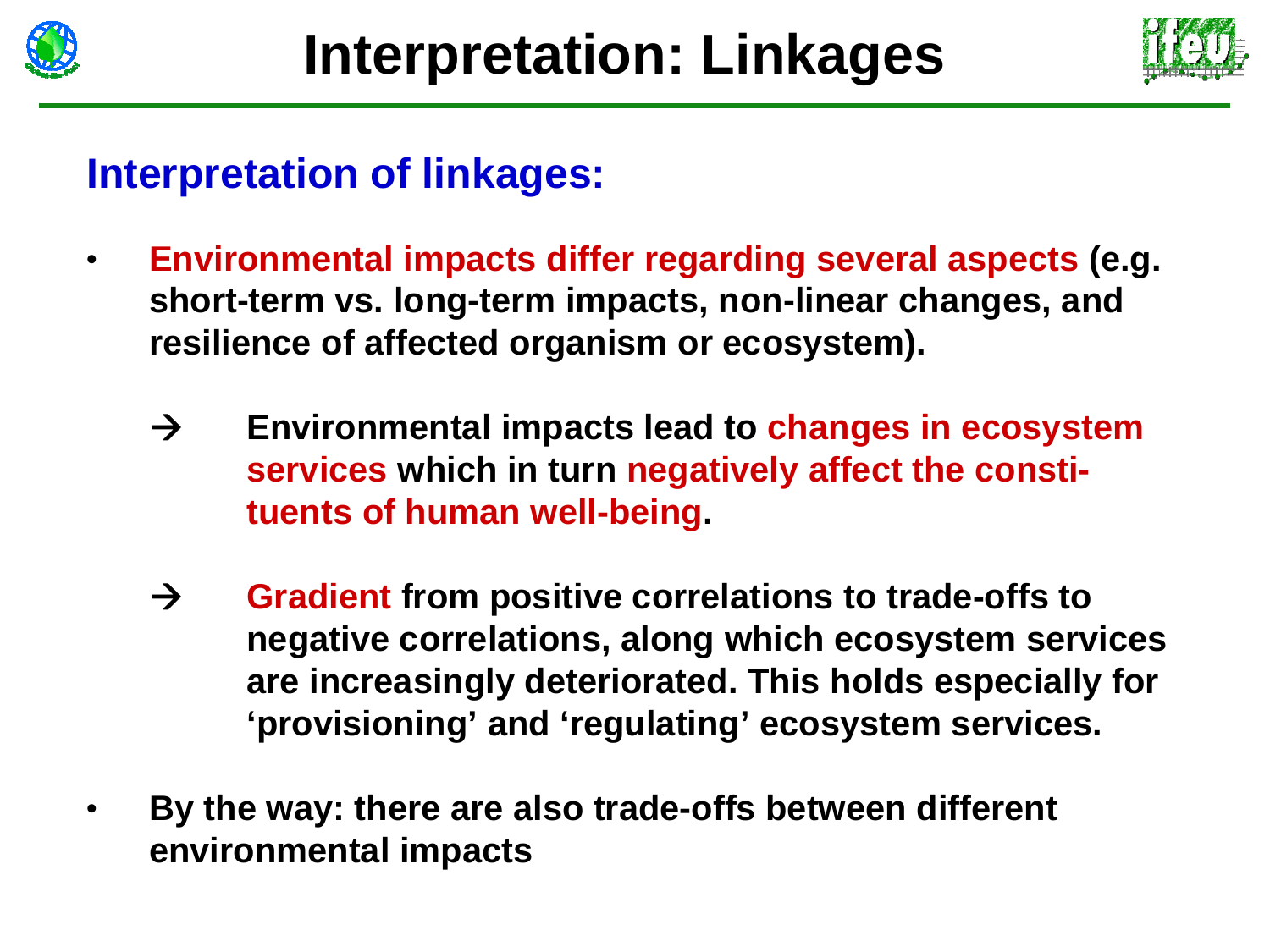# Interpretation: Linkages

## Interpretation of linkages:

- **Environmental impacts differ regarding several aspects (e.g. short-term vs. long-term impacts, non-linear changes, and resilience of affected organism or ecosystem).**

  → **Environmental impacts lead to changes in ecosystem services which in turn negatively affect the constituents of human well-being.**

  → **Gradient from positive correlations to trade-offs to negative correlations, along which ecosystem services are increasingly deteriorated. This holds especially for 'provisioning' and 'regulating' ecosystem services.**

- **By the way: there are also trade-offs between different environmental impacts**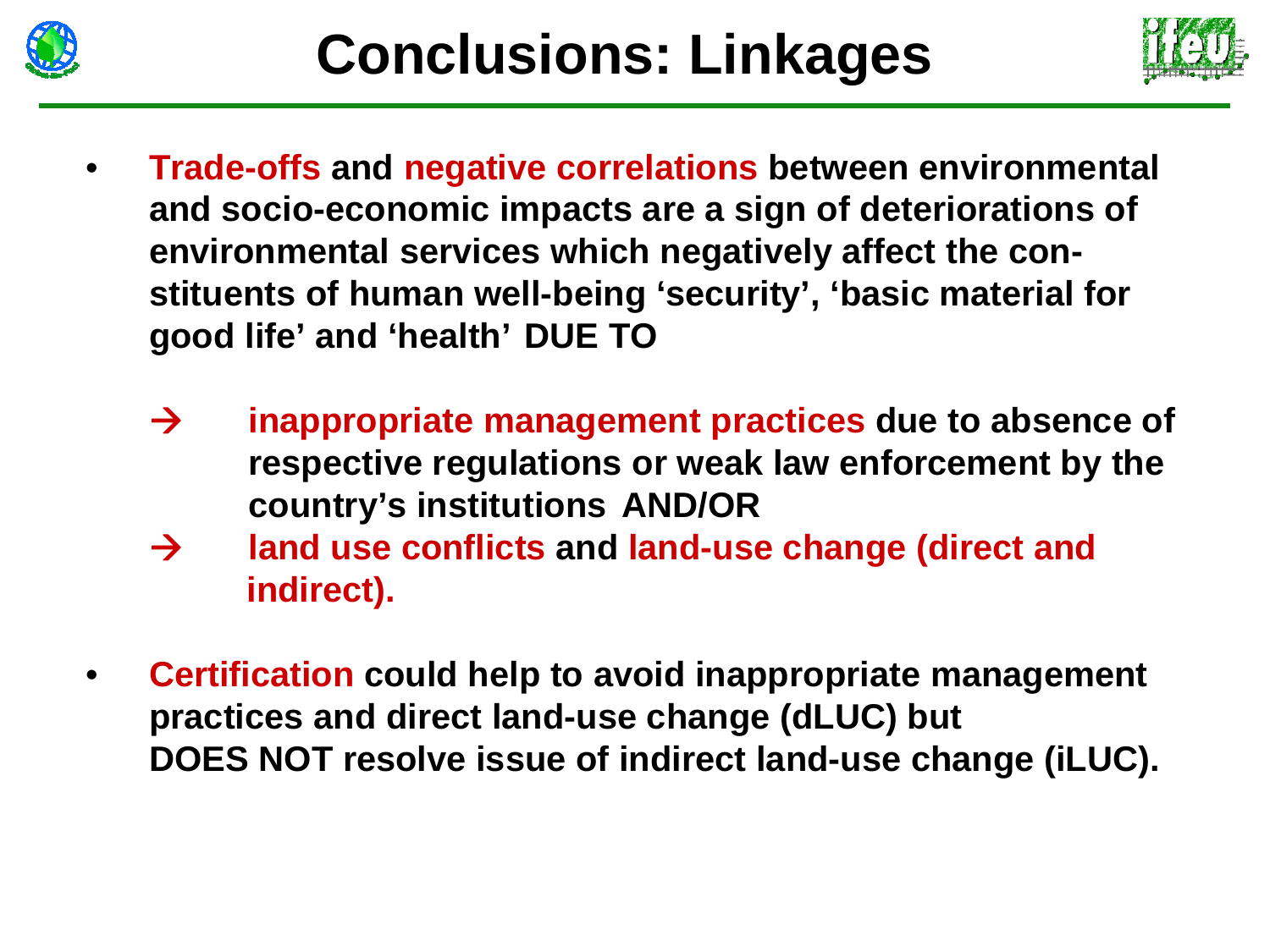# Conclusions: Linkages

- **Trade-offs and negative correlations between environmental and socio-economic impacts are a sign of deteriorations of environmental services which negatively affect the constituents of human well-being 'security', 'basic material for good life' and 'health' DUE TO**

  → **inappropriate management practices due to absence of respective regulations or weak law enforcement by the country's institutions AND/OR**

  → **land use conflicts and land-use change (direct and indirect).**

- **Certification could help to avoid inappropriate management practices and direct land-use change (dLUC) but DOES NOT resolve issue of indirect land-use change (iLUC).**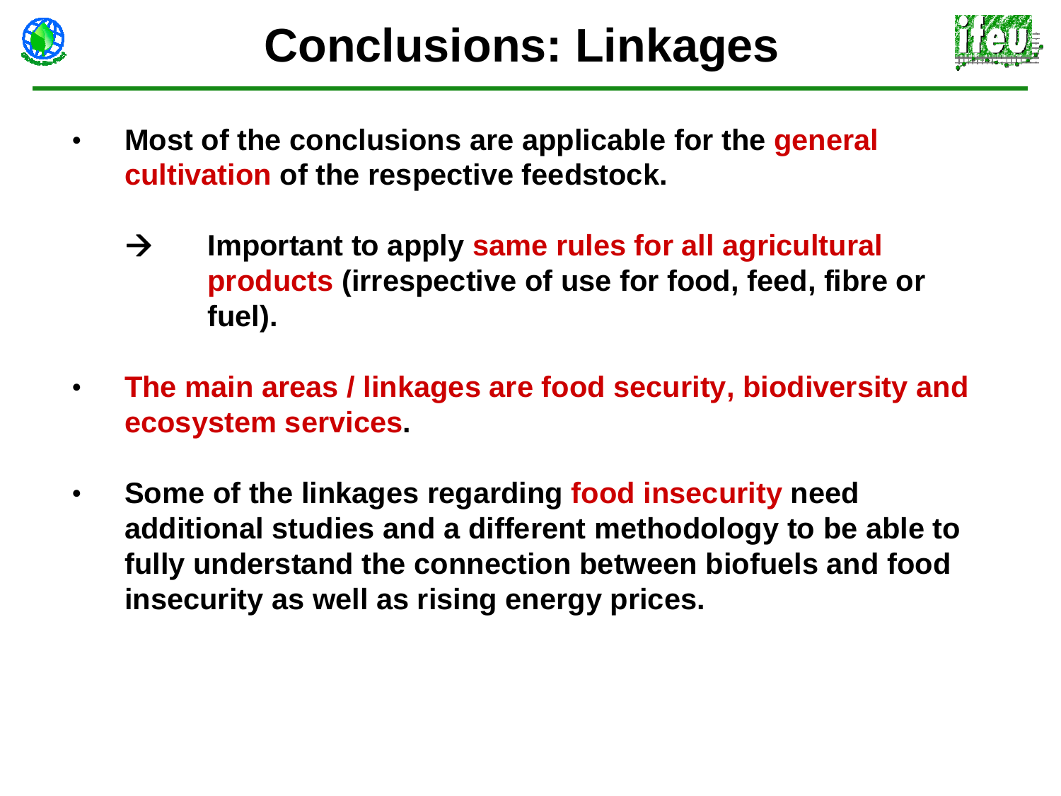# Conclusions: Linkages

- **Most of the conclusions are applicable for the general cultivation of the respective feedstock.**

  → **Important to apply same rules for all agricultural products (irrespective of use for food, feed, fibre or fuel).**

- **The main areas / linkages are food security, biodiversity and ecosystem services.**

- **Some of the linkages regarding food insecurity need additional studies and a different methodology to be able to fully understand the connection between biofuels and food insecurity as well as rising energy prices.**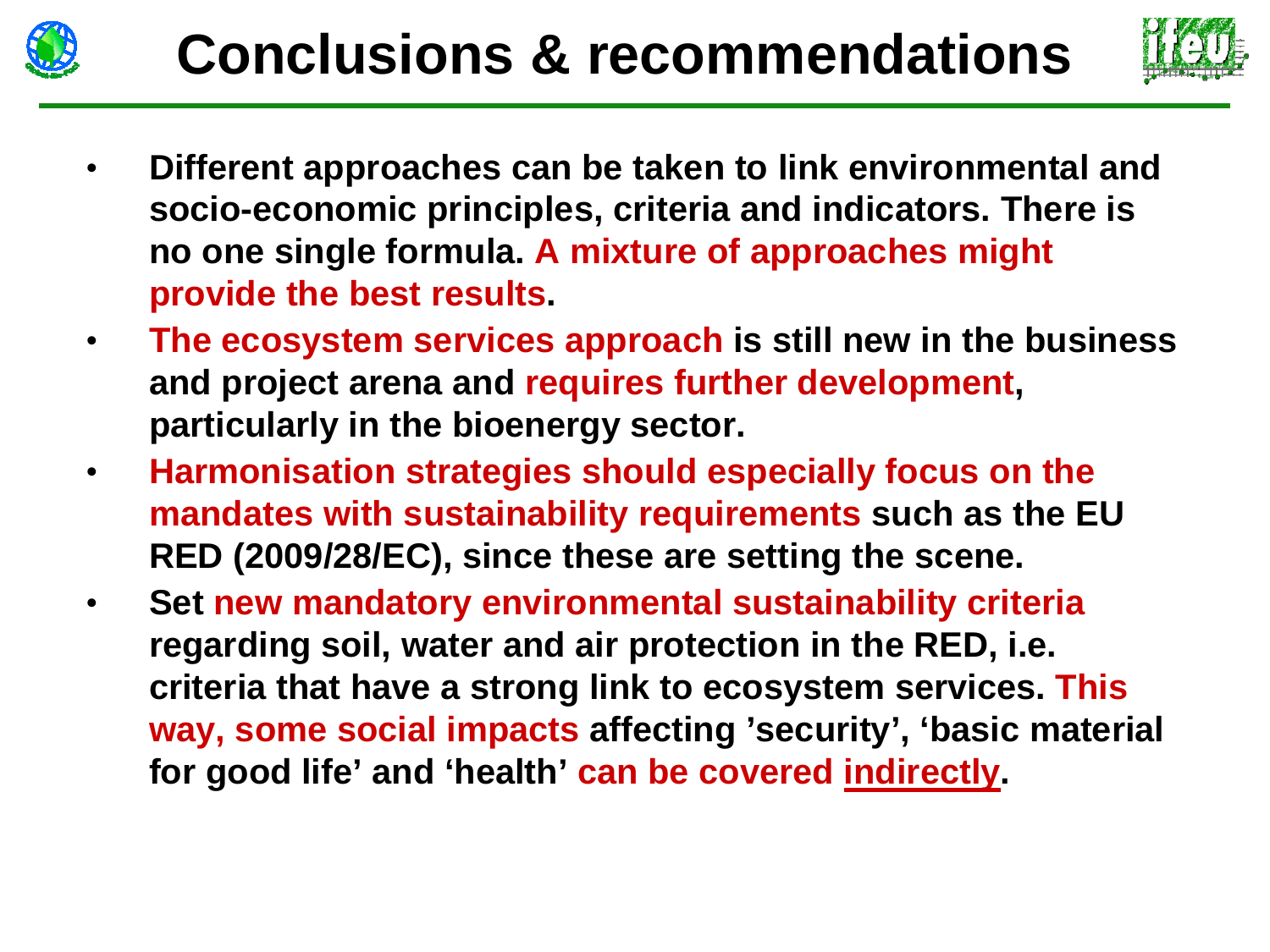# Conclusions & recommendations

- **Different approaches can be taken to link environmental and socio-economic principles, criteria and indicators. There is no one single formula. A mixture of approaches might provide the best results.**
- **The ecosystem services approach is still new in the business and project arena and requires further development, particularly in the bioenergy sector.**
- **Harmonisation strategies should especially focus on the mandates with sustainability requirements such as the EU RED (2009/28/EC), since these are setting the scene.**
- **Set new mandatory environmental sustainability criteria regarding soil, water and air protection in the RED, i.e. criteria that have a strong link to ecosystem services. This way, some social impacts affecting 'security', 'basic material for good life' and 'health' can be covered indirectly.**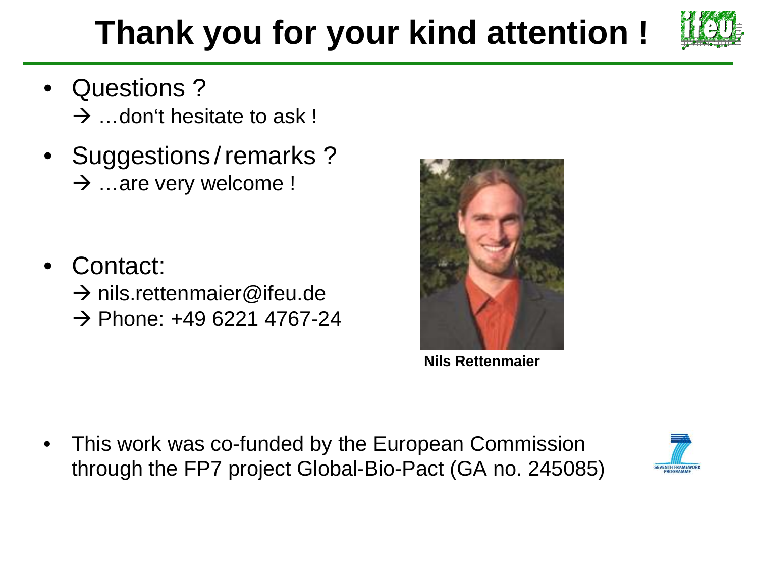# Thank you for your kind attention !

- Questions ?
  → …don't hesitate to ask !
- Suggestions / remarks ?
  → …are very welcome !
- Contact:
  → nils.rettenmaier@ifeu.de
  → Phone: +49 6221 4767-24

**Nils Rettenmaier**

- This work was co-funded by the European Commission through the FP7 project Global-Bio-Pact (GA no. 245085)